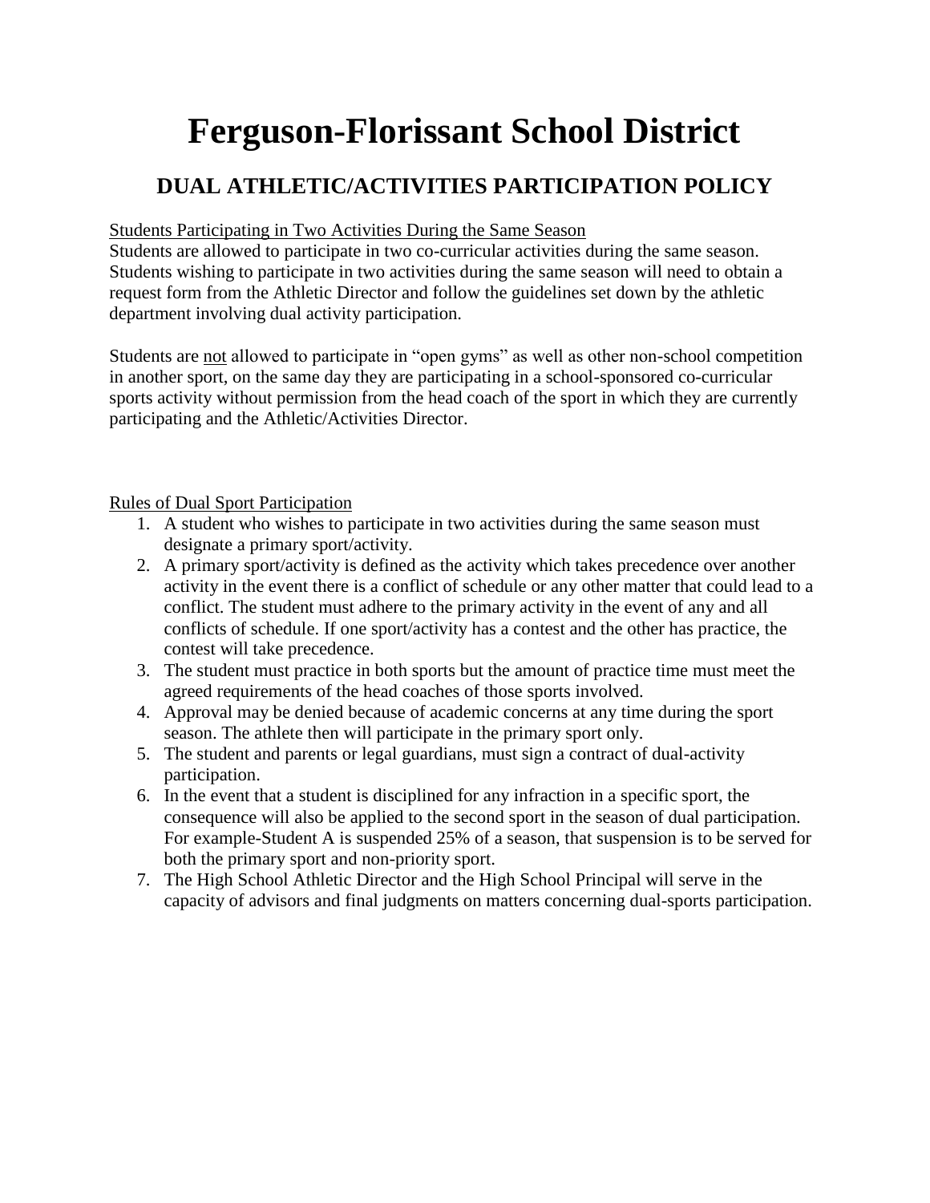# Ferguson-Florissant School District

## DUAL ATHLETIC/ACTIVITIES PARTICIPATION POLICY

<u>Students Participating in Two Activities During the Same Season</u>
Students are allowed to participate in two co-curricular activities during the same season. Students wishing to participate in two activities during the same season will need to obtain a request form from the Athletic Director and follow the guidelines set down by the athletic department involving dual activity participation.

Students are <u>not</u> allowed to participate in "open gyms" as well as other non-school competition in another sport, on the same day they are participating in a school-sponsored co-curricular sports activity without permission from the head coach of the sport in which they are currently participating and the Athletic/Activities Director.

<u>Rules of Dual Sport Participation</u>

1. A student who wishes to participate in two activities during the same season must designate a primary sport/activity.
2. A primary sport/activity is defined as the activity which takes precedence over another activity in the event there is a conflict of schedule or any other matter that could lead to a conflict. The student must adhere to the primary activity in the event of any and all conflicts of schedule. If one sport/activity has a contest and the other has practice, the contest will take precedence.
3. The student must practice in both sports but the amount of practice time must meet the agreed requirements of the head coaches of those sports involved.
4. Approval may be denied because of academic concerns at any time during the sport season. The athlete then will participate in the primary sport only.
5. The student and parents or legal guardians, must sign a contract of dual-activity participation.
6. In the event that a student is disciplined for any infraction in a specific sport, the consequence will also be applied to the second sport in the season of dual participation. For example-Student A is suspended 25% of a season, that suspension is to be served for both the primary sport and non-priority sport.
7. The High School Athletic Director and the High School Principal will serve in the capacity of advisors and final judgments on matters concerning dual-sports participation.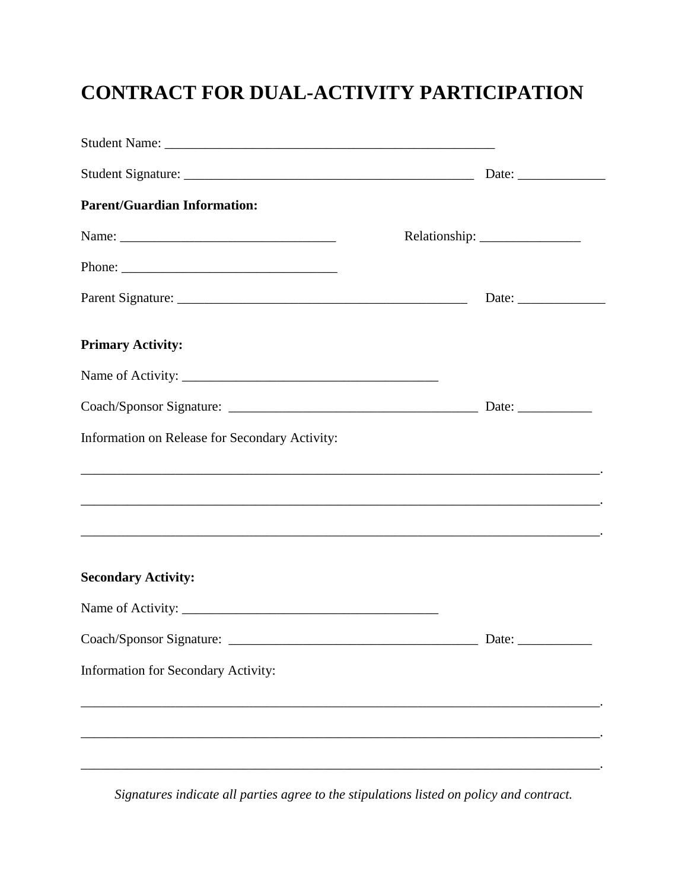# CONTRACT FOR DUAL-ACTIVITY PARTICIPATION

Student Name: _______________________________________________

Student Signature: ____________________________________________ Date: _____________

**Parent/Guardian Information:**

Name: ________________________________ Relationship: _______________

Phone: ________________________________

Parent Signature: ____________________________________________ Date: _____________

**Primary Activity:**

Name of Activity: ______________________________________

Coach/Sponsor Signature: _____________________________________ Date: ___________

Information on Release for Secondary Activity:

______________________________________________________________________________.

______________________________________________________________________________.

______________________________________________________________________________.

**Secondary Activity:**

Name of Activity: ______________________________________

Coach/Sponsor Signature: _____________________________________ Date: ___________

Information for Secondary Activity:

______________________________________________________________________________.

______________________________________________________________________________.

______________________________________________________________________________.

*Signatures indicate all parties agree to the stipulations listed on policy and contract.*